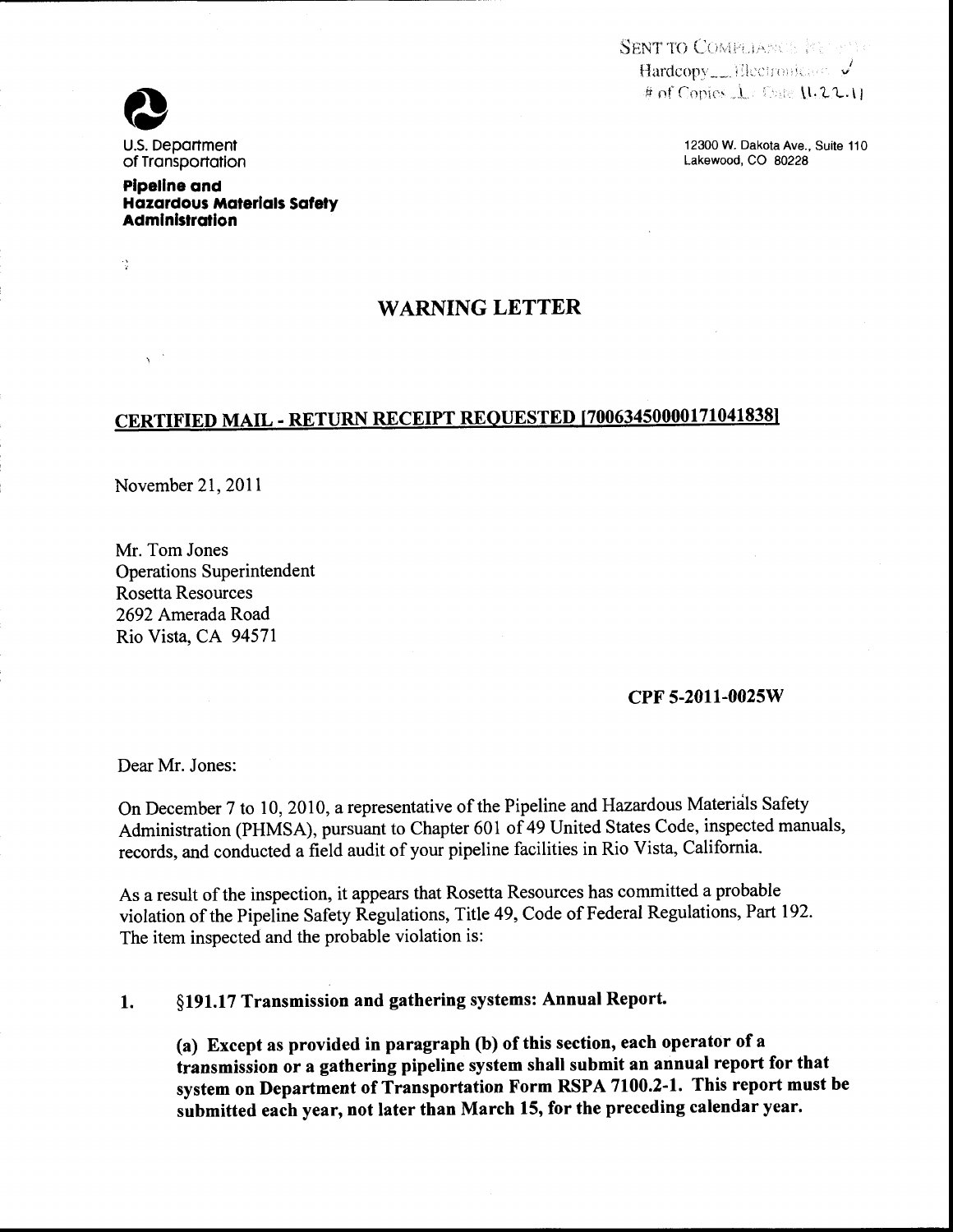SENT TO COMPLIANCE
Hardcopy___ Electronic ✓
# of Copies 1 Date 11.22.11

U.S. Department of Transportation

**Pipeline and Hazardous Materials Safety Administration**

12300 W. Dakota Ave., Suite 110
Lakewood, CO 80228

# WARNING LETTER

## CERTIFIED MAIL - RETURN RECEIPT REQUESTED [70063450000171041838]

November 21, 2011

Mr. Tom Jones
Operations Superintendent
Rosetta Resources
2692 Amerada Road
Rio Vista, CA 94571

**CPF 5-2011-0025W**

Dear Mr. Jones:

On December 7 to 10, 2010, a representative of the Pipeline and Hazardous Materials Safety Administration (PHMSA), pursuant to Chapter 601 of 49 United States Code, inspected manuals, records, and conducted a field audit of your pipeline facilities in Rio Vista, California.

As a result of the inspection, it appears that Rosetta Resources has committed a probable violation of the Pipeline Safety Regulations, Title 49, Code of Federal Regulations, Part 192. The item inspected and the probable violation is:

1. **§191.17 Transmission and gathering systems: Annual Report.**

   **(a) Except as provided in paragraph (b) of this section, each operator of a transmission or a gathering pipeline system shall submit an annual report for that system on Department of Transportation Form RSPA 7100.2-1. This report must be submitted each year, not later than March 15, for the preceding calendar year.**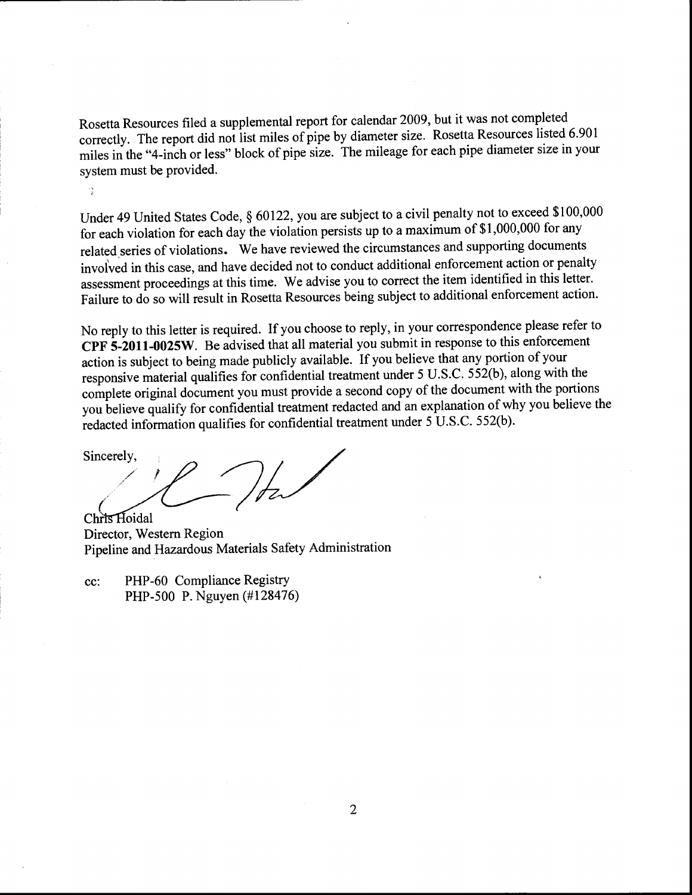Rosetta Resources filed a supplemental report for calendar 2009, but it was not completed correctly. The report did not list miles of pipe by diameter size. Rosetta Resources listed 6.901 miles in the "4-inch or less" block of pipe size. The mileage for each pipe diameter size in your system must be provided.

Under 49 United States Code, § 60122, you are subject to a civil penalty not to exceed $100,000 for each violation for each day the violation persists up to a maximum of $1,000,000 for any related series of violations. We have reviewed the circumstances and supporting documents involved in this case, and have decided not to conduct additional enforcement action or penalty assessment proceedings at this time. We advise you to correct the item identified in this letter. Failure to do so will result in Rosetta Resources being subject to additional enforcement action.

No reply to this letter is required. If you choose to reply, in your correspondence please refer to **CPF 5-2011-0025W**. Be advised that all material you submit in response to this enforcement action is subject to being made publicly available. If you believe that any portion of your responsive material qualifies for confidential treatment under 5 U.S.C. 552(b), along with the complete original document you must provide a second copy of the document with the portions you believe qualify for confidential treatment redacted and an explanation of why you believe the redacted information qualifies for confidential treatment under 5 U.S.C. 552(b).

Sincerely,

Chris Hoidal
Director, Western Region
Pipeline and Hazardous Materials Safety Administration

cc: PHP-60 Compliance Registry
PHP-500 P. Nguyen (#128476)